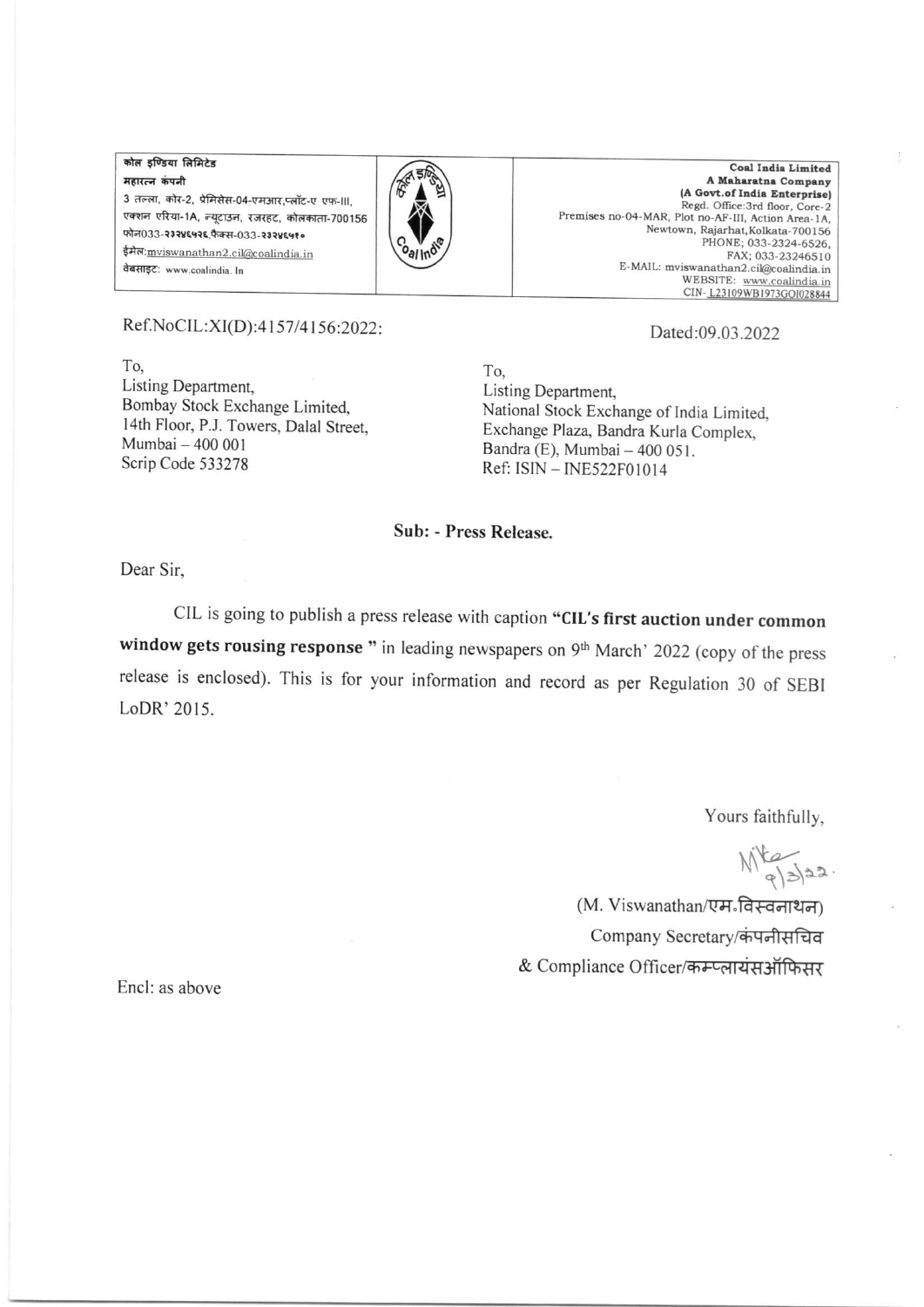कोल इण्डिया लिमिटेड
महारत्न कंपनी
3 तल्ला, कोर-2, प्रेमिसेस-04-एमआर,प्लॉट-ए एफ-III,
एक्शन एरिया-1A, न्यूटाउन, रजरहट, कोलकाता-700156
फोन033-२३२४६५२६,फैक्स-033-२३२४६५१०
ईमेल:mviswanathan2.cil@coalindia.in
वेबसाइट: www.coalindia.In

**Coal India Limited**
**A Maharatna Company**
**(A Govt.of India Enterprise)**
Regd. Office:3rd floor, Core-2
Premises no-04-MAR, Plot no-AF-III, Action Area-1A,
Newtown, Rajarhat,Kolkata-700156
PHONE; 033-2324-6526,
FAX; 033-23246510
E-MAIL: mviswanathan2.cil@coalindia.in
WEBSITE: www.coalindia.in
CIN- L23109WB1973GOI028844

Ref.NoCIL:XI(D):4157/4156:2022:

Dated:09.03.2022

To,
Listing Department,
Bombay Stock Exchange Limited,
14th Floor, P.J. Towers, Dalal Street,
Mumbai – 400 001
Scrip Code 533278

To,
Listing Department,
National Stock Exchange of India Limited,
Exchange Plaza, Bandra Kurla Complex,
Bandra (E), Mumbai – 400 051.
Ref: ISIN – INE522F01014

**Sub: - Press Release.**

Dear Sir,

CIL is going to publish a press release with caption **"CIL's first auction under common window gets rousing response "** in leading newspapers on 9th March' 2022 (copy of the press release is enclosed). This is for your information and record as per Regulation 30 of SEBI LoDR' 2015.

Yours faithfully,

(M. Viswanathan/एम॰विस्वनाथन)
Company Secretary/कंपनीसचिव
& Compliance Officer/कम्प्लायंसऑफिसर

Encl: as above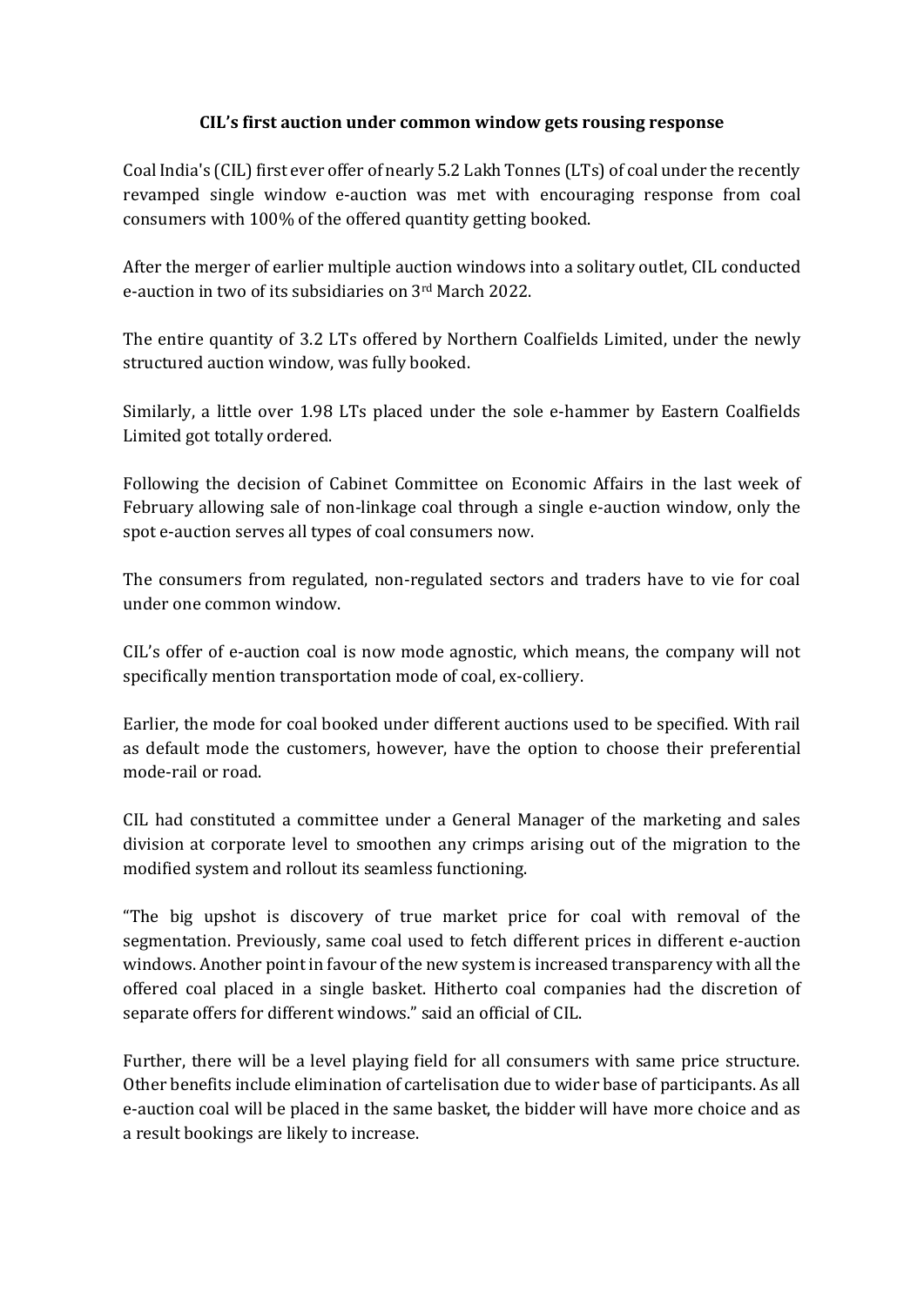**CIL's first auction under common window gets rousing response**

Coal India's (CIL) first ever offer of nearly 5.2 Lakh Tonnes (LTs) of coal under the recently revamped single window e-auction was met with encouraging response from coal consumers with 100% of the offered quantity getting booked.

After the merger of earlier multiple auction windows into a solitary outlet, CIL conducted e-auction in two of its subsidiaries on 3rd March 2022.

The entire quantity of 3.2 LTs offered by Northern Coalfields Limited, under the newly structured auction window, was fully booked.

Similarly, a little over 1.98 LTs placed under the sole e-hammer by Eastern Coalfields Limited got totally ordered.

Following the decision of Cabinet Committee on Economic Affairs in the last week of February allowing sale of non-linkage coal through a single e-auction window, only the spot e-auction serves all types of coal consumers now.

The consumers from regulated, non-regulated sectors and traders have to vie for coal under one common window.

CIL's offer of e-auction coal is now mode agnostic, which means, the company will not specifically mention transportation mode of coal, ex-colliery.

Earlier, the mode for coal booked under different auctions used to be specified. With rail as default mode the customers, however, have the option to choose their preferential mode-rail or road.

CIL had constituted a committee under a General Manager of the marketing and sales division at corporate level to smoothen any crimps arising out of the migration to the modified system and rollout its seamless functioning.

"The big upshot is discovery of true market price for coal with removal of the segmentation. Previously, same coal used to fetch different prices in different e-auction windows. Another point in favour of the new system is increased transparency with all the offered coal placed in a single basket. Hitherto coal companies had the discretion of separate offers for different windows." said an official of CIL.

Further, there will be a level playing field for all consumers with same price structure. Other benefits include elimination of cartelisation due to wider base of participants. As all e-auction coal will be placed in the same basket, the bidder will have more choice and as a result bookings are likely to increase.